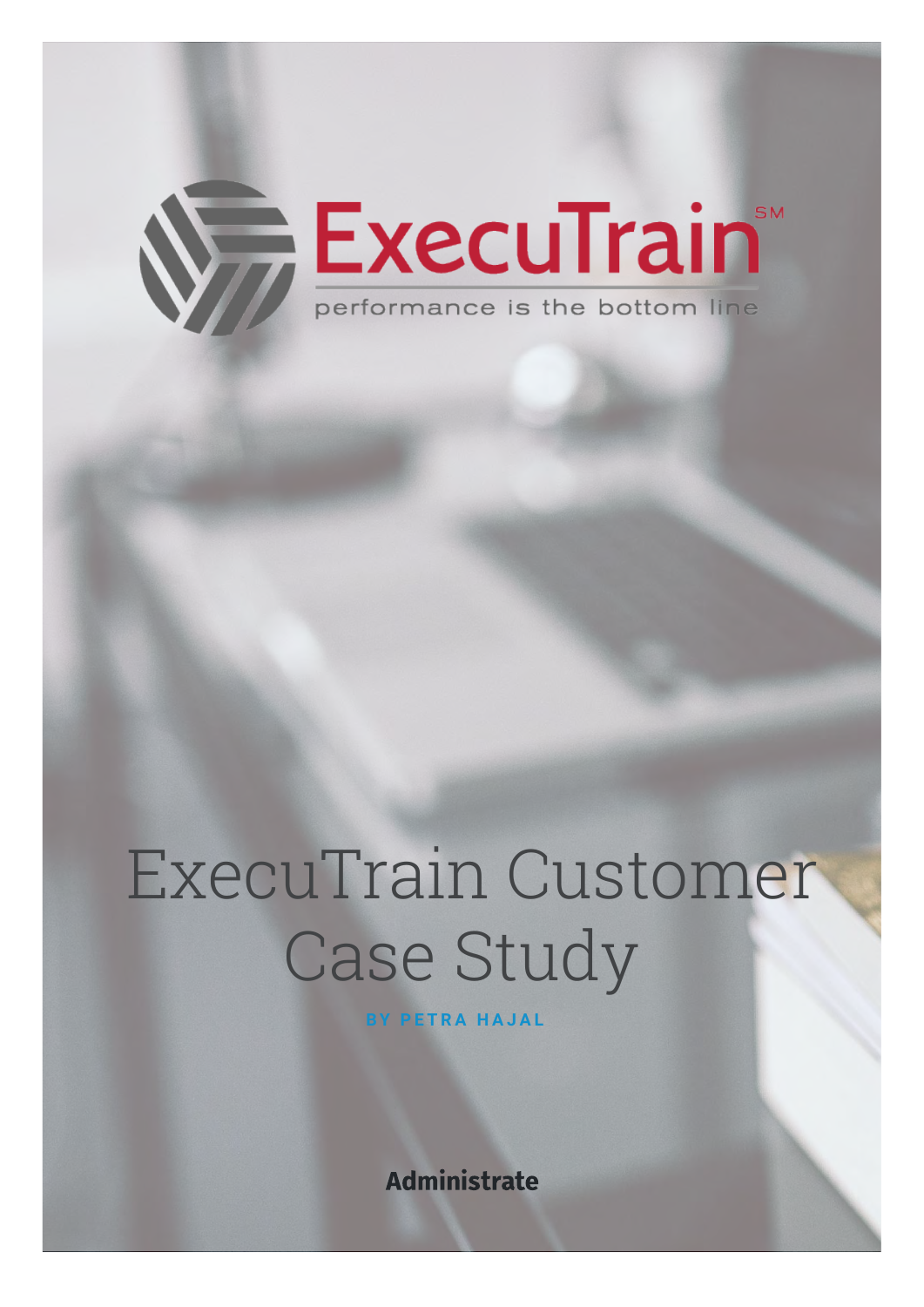ExecuTrain[SM]

performance is the bottom line

# ExecuTrain Customer Case Study

BY PETRA HAJAL

Administrate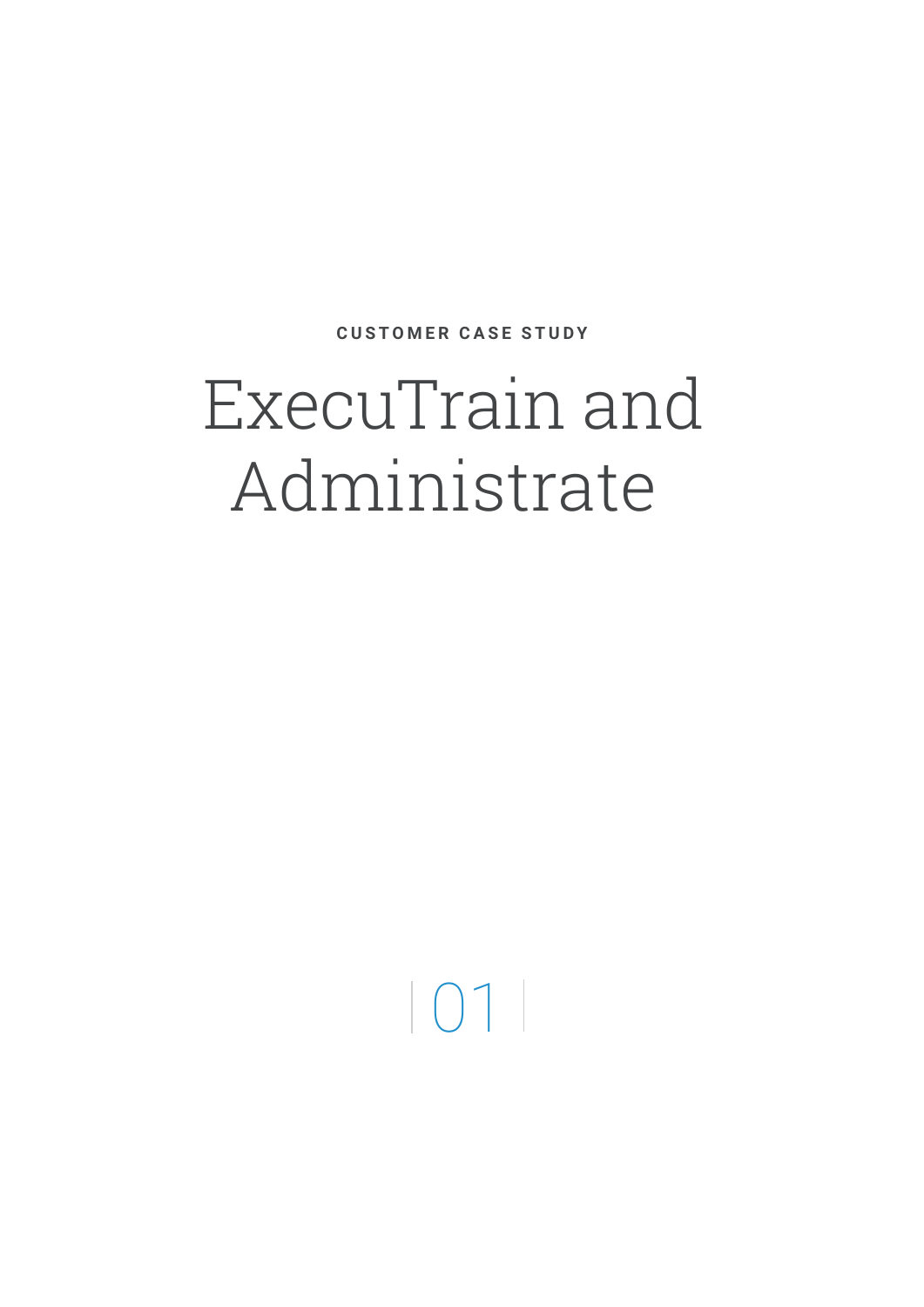CUSTOMER CASE STUDY

# ExecuTrain and Administrate

01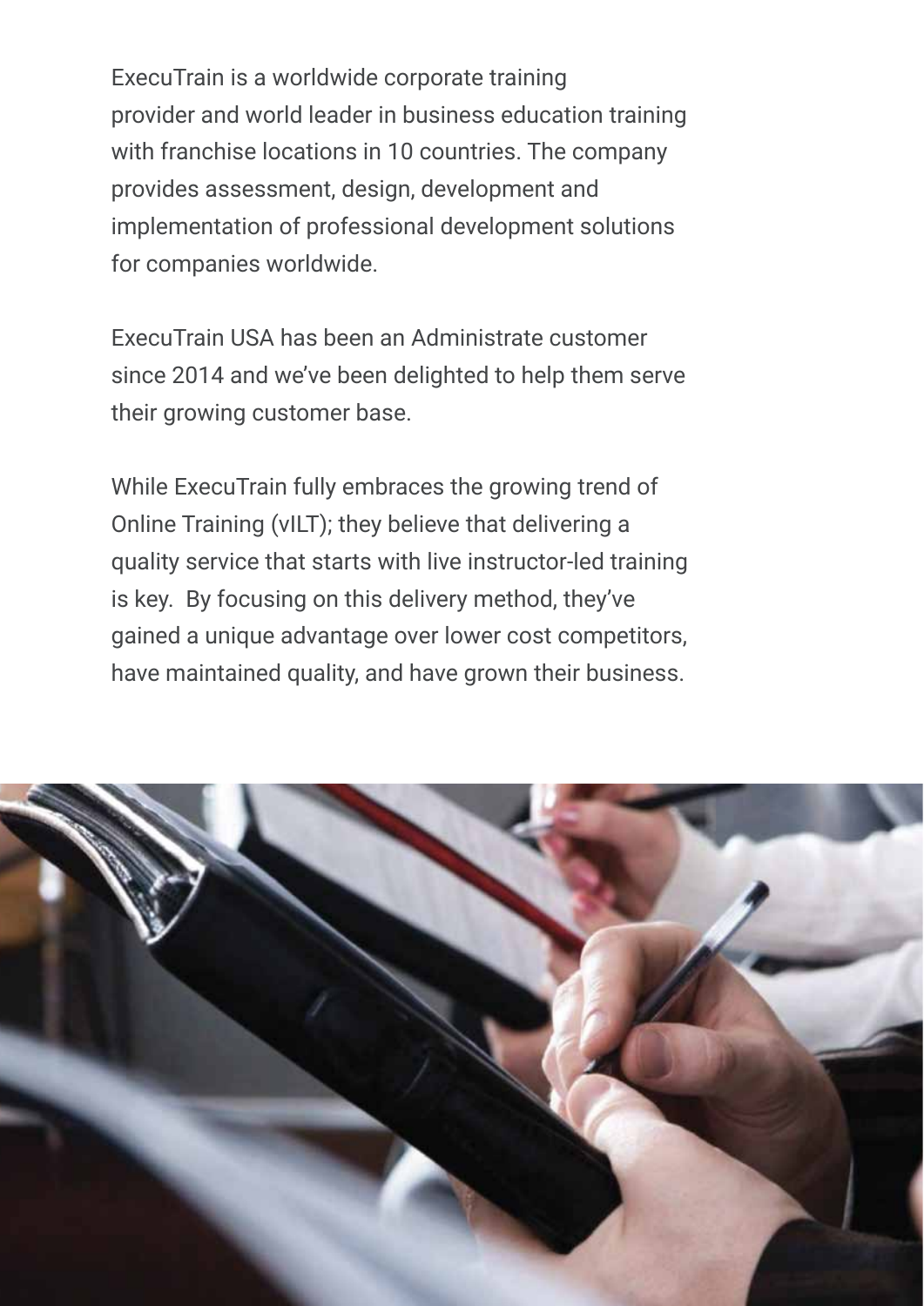ExecuTrain is a worldwide corporate training provider and world leader in business education training with franchise locations in 10 countries. The company provides assessment, design, development and implementation of professional development solutions for companies worldwide.

ExecuTrain USA has been an Administrate customer since 2014 and we've been delighted to help them serve their growing customer base.

While ExecuTrain fully embraces the growing trend of Online Training (vILT); they believe that delivering a quality service that starts with live instructor-led training is key. By focusing on this delivery method, they've gained a unique advantage over lower cost competitors, have maintained quality, and have grown their business.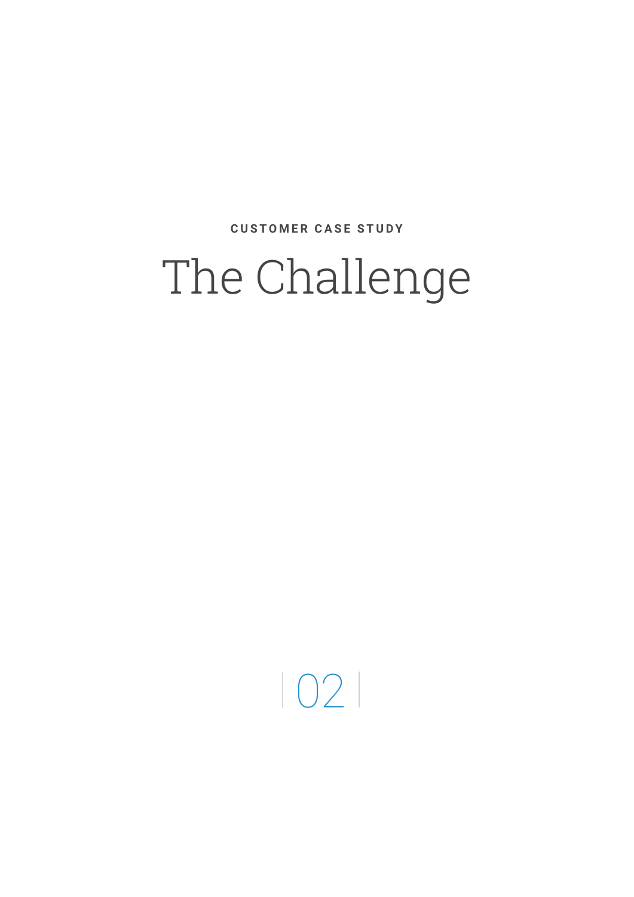**CUSTOMER CASE STUDY**

# The Challenge

02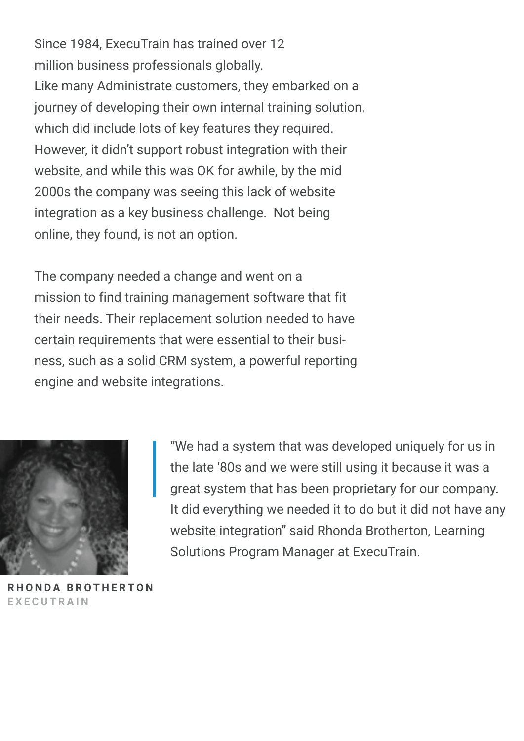Since 1984, ExecuTrain has trained over 12 million business professionals globally. Like many Administrate customers, they embarked on a journey of developing their own internal training solution, which did include lots of key features they required. However, it didn't support robust integration with their website, and while this was OK for awhile, by the mid 2000s the company was seeing this lack of website integration as a key business challenge. Not being online, they found, is not an option.

The company needed a change and went on a mission to find training management software that fit their needs. Their replacement solution needed to have certain requirements that were essential to their business, such as a solid CRM system, a powerful reporting engine and website integrations.

> "We had a system that was developed uniquely for us in the late '80s and we were still using it because it was a great system that has been proprietary for our company. It did everything we needed it to do but it did not have any website integration" said Rhonda Brotherton, Learning Solutions Program Manager at ExecuTrain.

**RHONDA BROTHERTON**
EXECUTRAIN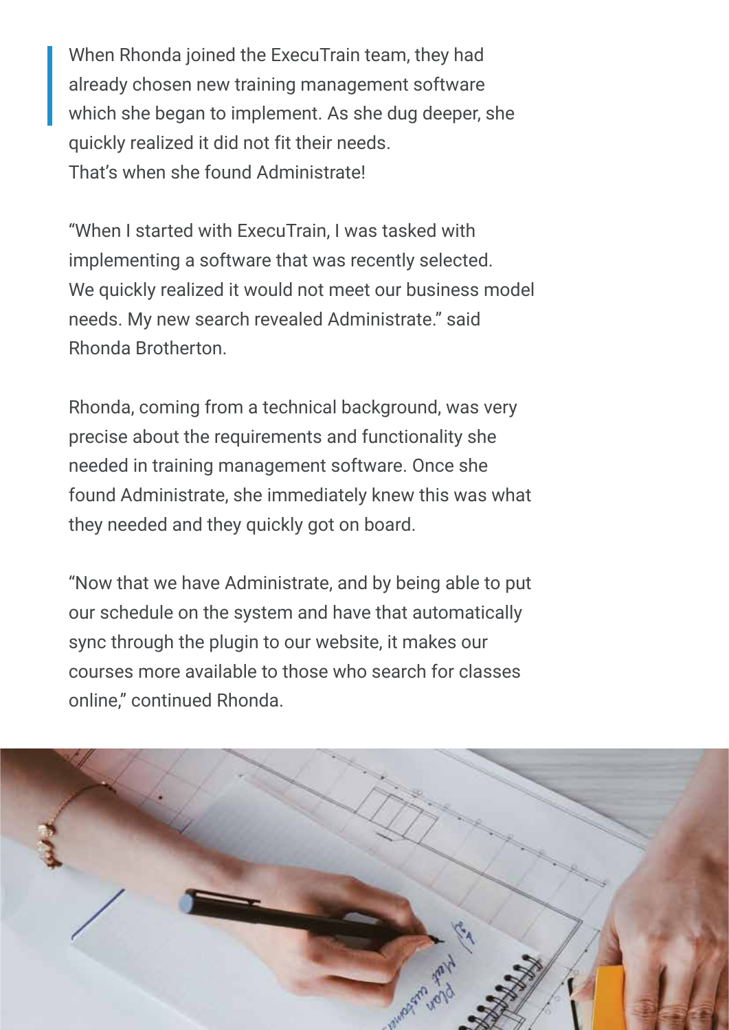> When Rhonda joined the ExecuTrain team, they had already chosen new training management software which she began to implement. As she dug deeper, she quickly realized it did not fit their needs.

That's when she found Administrate!

"When I started with ExecuTrain, I was tasked with implementing a software that was recently selected. We quickly realized it would not meet our business model needs. My new search revealed Administrate." said Rhonda Brotherton.

Rhonda, coming from a technical background, was very precise about the requirements and functionality she needed in training management software. Once she found Administrate, she immediately knew this was what they needed and they quickly got on board.

"Now that we have Administrate, and by being able to put our schedule on the system and have that automatically sync through the plugin to our website, it makes our courses more available to those who search for classes online," continued Rhonda.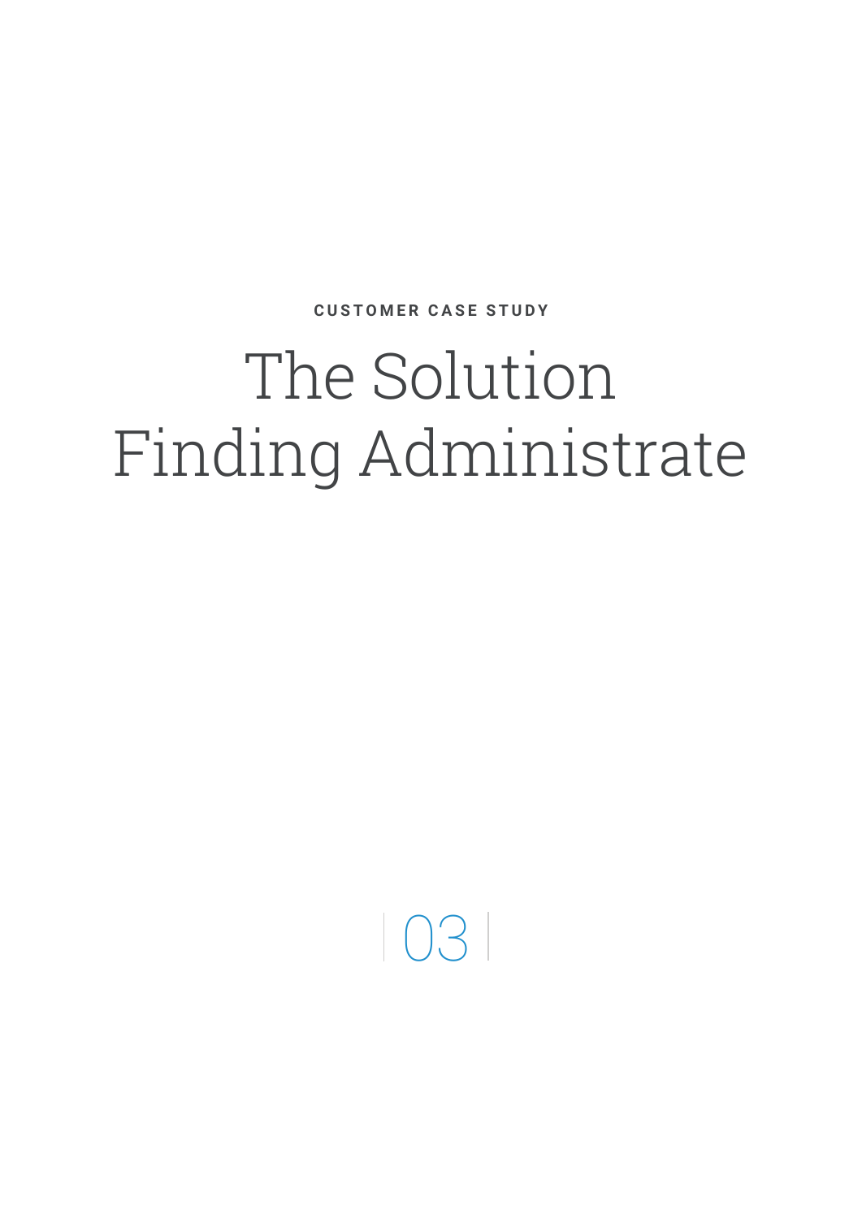**CUSTOMER CASE STUDY**

# The Solution Finding Administrate

03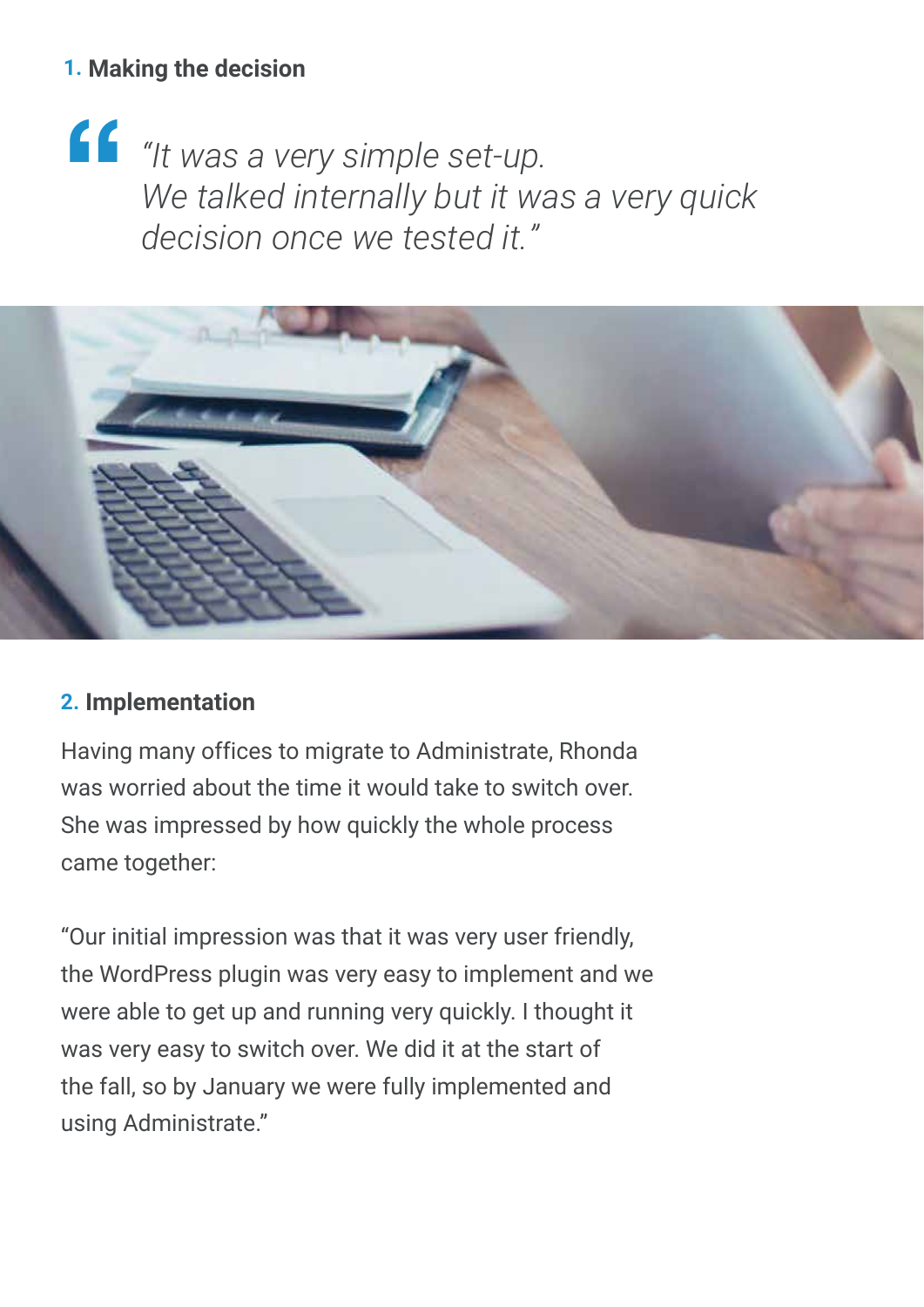## 1. Making the decision

> *"It was a very simple set-up. We talked internally but it was a very quick decision once we tested it."*

## 2. Implementation

Having many offices to migrate to Administrate, Rhonda was worried about the time it would take to switch over. She was impressed by how quickly the whole process came together:

"Our initial impression was that it was very user friendly, the WordPress plugin was very easy to implement and we were able to get up and running very quickly. I thought it was very easy to switch over. We did it at the start of the fall, so by January we were fully implemented and using Administrate."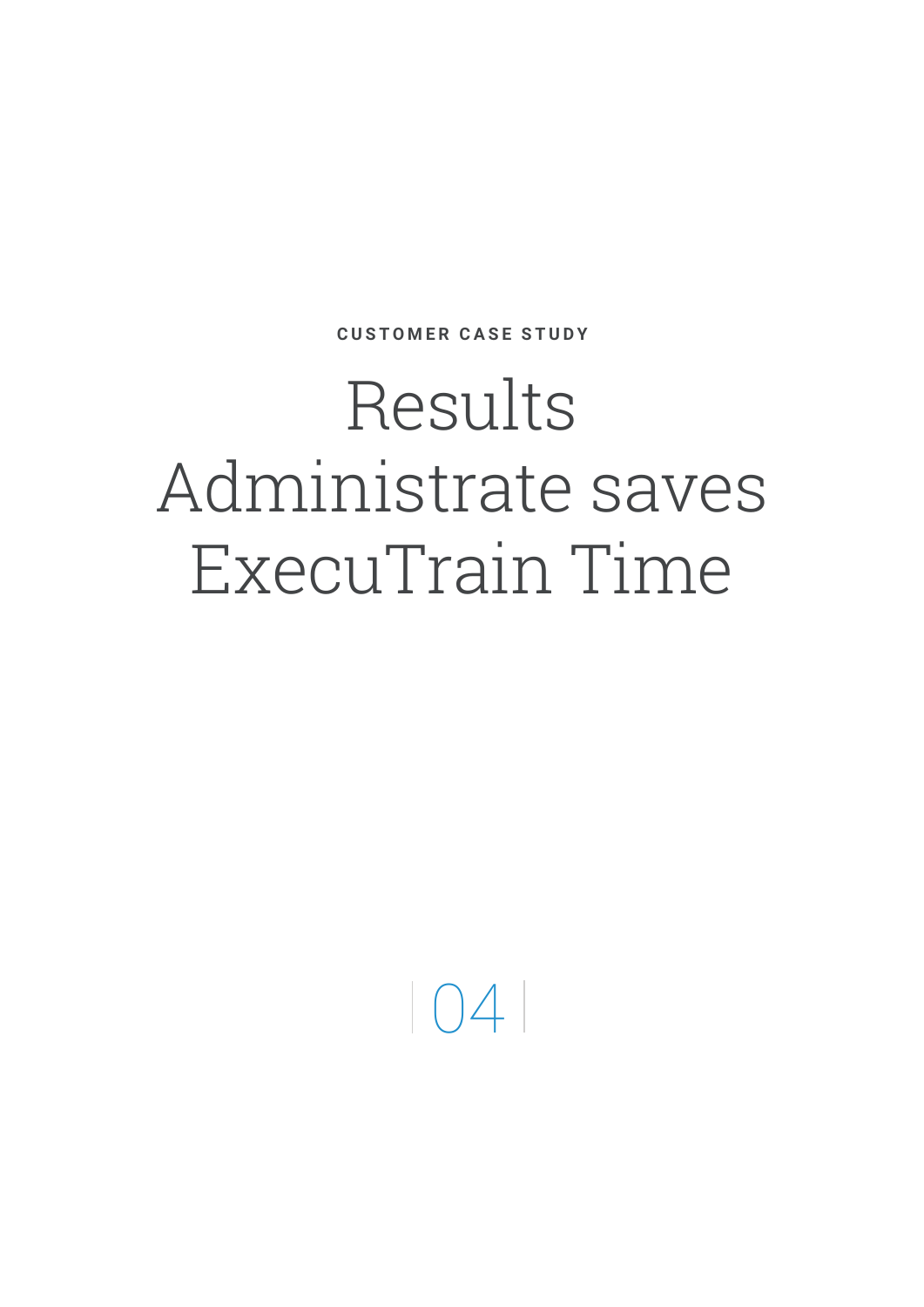CUSTOMER CASE STUDY

# Results
# Administrate saves ExecuTrain Time

04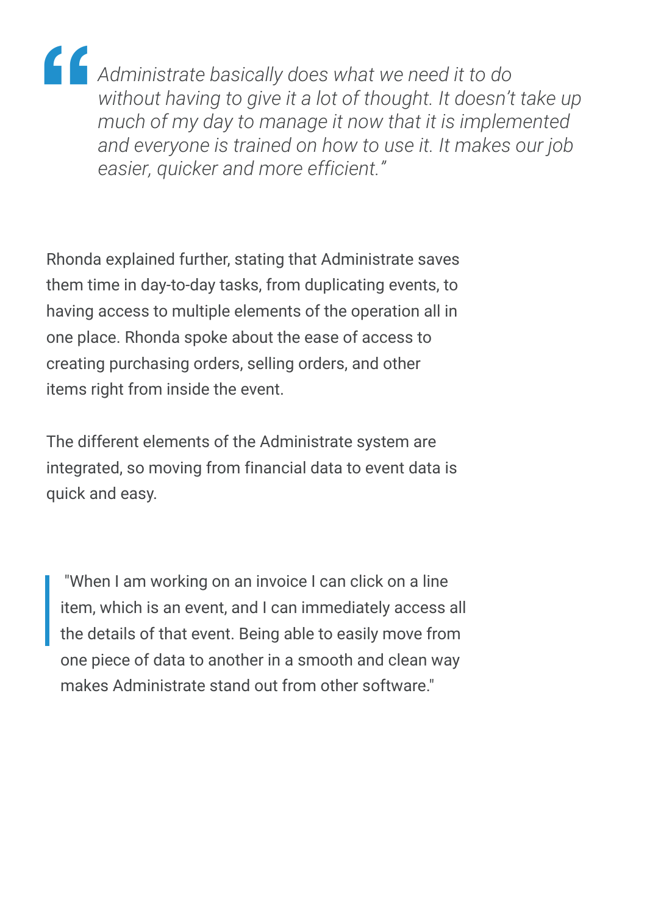> *Administrate basically does what we need it to do without having to give it a lot of thought. It doesn't take up much of my day to manage it now that it is implemented and everyone is trained on how to use it. It makes our job easier, quicker and more efficient."*

Rhonda explained further, stating that Administrate saves them time in day-to-day tasks, from duplicating events, to having access to multiple elements of the operation all in one place. Rhonda spoke about the ease of access to creating purchasing orders, selling orders, and other items right from inside the event.

The different elements of the Administrate system are integrated, so moving from financial data to event data is quick and easy.

> "When I am working on an invoice I can click on a line item, which is an event, and I can immediately access all the details of that event. Being able to easily move from one piece of data to another in a smooth and clean way makes Administrate stand out from other software."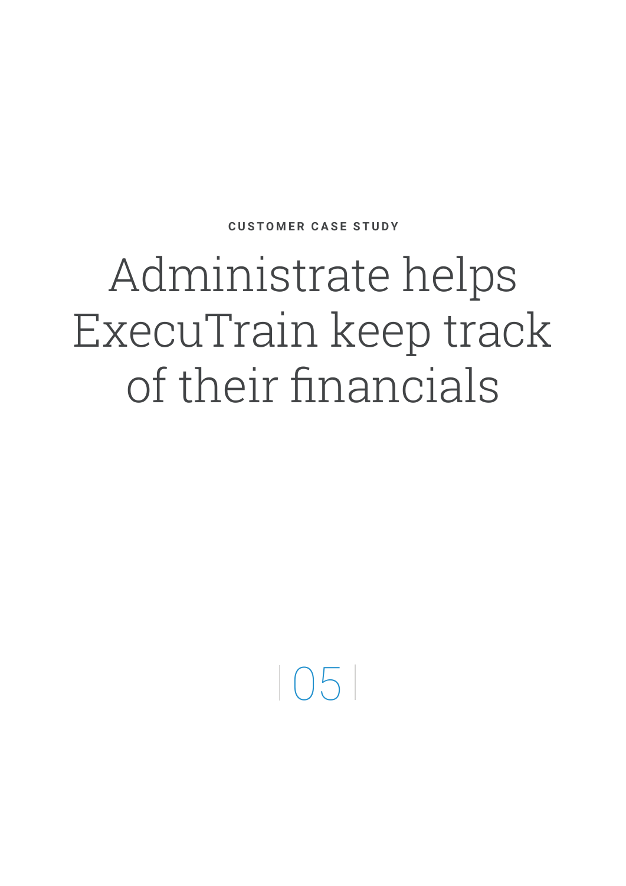CUSTOMER CASE STUDY

# Administrate helps ExecuTrain keep track of their financials

05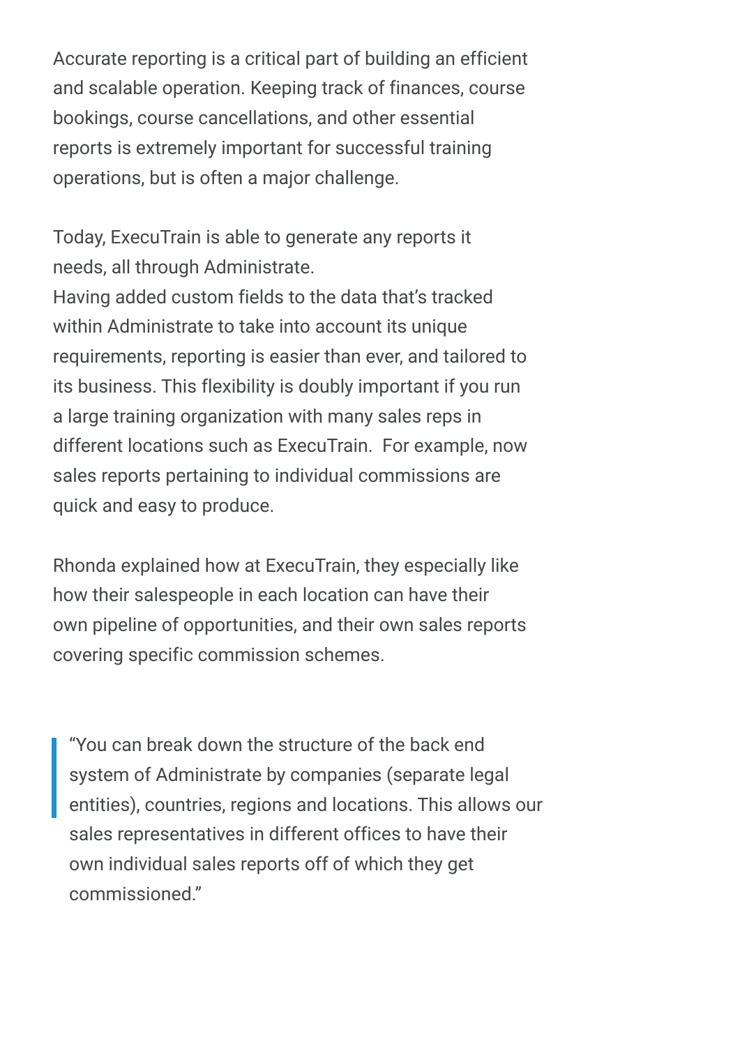Accurate reporting is a critical part of building an efficient and scalable operation. Keeping track of finances, course bookings, course cancellations, and other essential reports is extremely important for successful training operations, but is often a major challenge.

Today, ExecuTrain is able to generate any reports it needs, all through Administrate.
Having added custom fields to the data that's tracked within Administrate to take into account its unique requirements, reporting is easier than ever, and tailored to its business. This flexibility is doubly important if you run a large training organization with many sales reps in different locations such as ExecuTrain.  For example, now sales reports pertaining to individual commissions are quick and easy to produce.

Rhonda explained how at ExecuTrain, they especially like how their salespeople in each location can have their own pipeline of opportunities, and their own sales reports covering specific commission schemes.

> "You can break down the structure of the back end system of Administrate by companies (separate legal entities), countries, regions and locations. This allows our sales representatives in different offices to have their own individual sales reports off of which they get commissioned."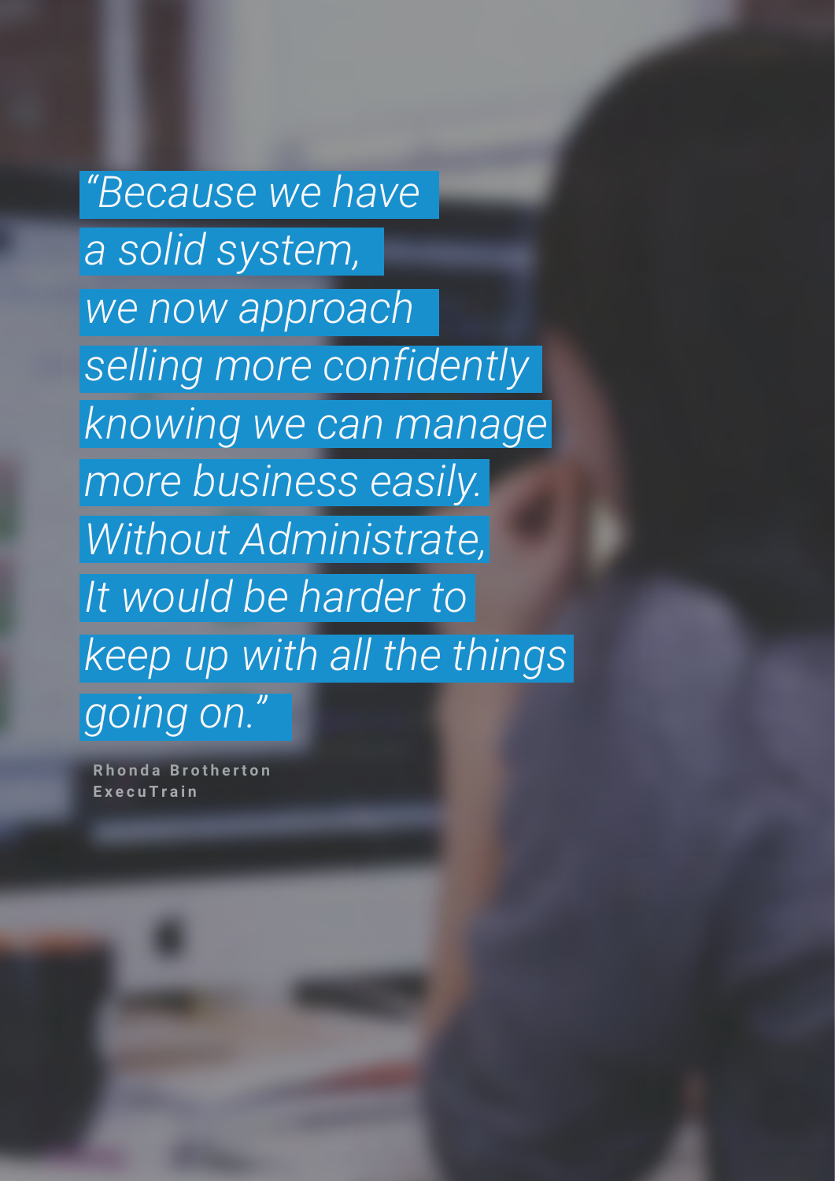*"Because we have a solid system, we now approach selling more confidently knowing we can manage more business easily. Without Administrate, It would be harder to keep up with all the things going on."*

**Rhonda Brotherton**
**ExecuTrain**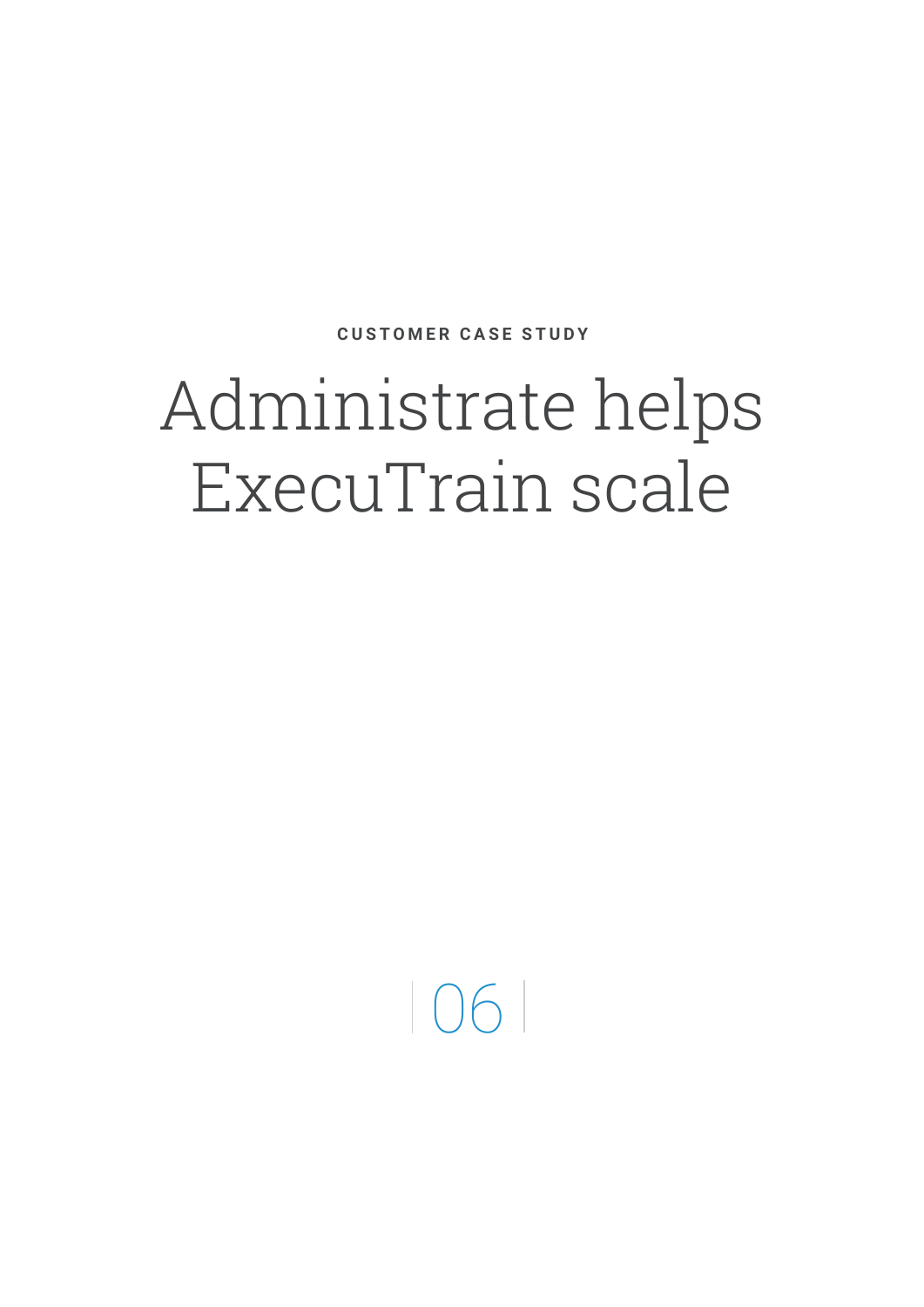**CUSTOMER CASE STUDY**

# Administrate helps ExecuTrain scale

06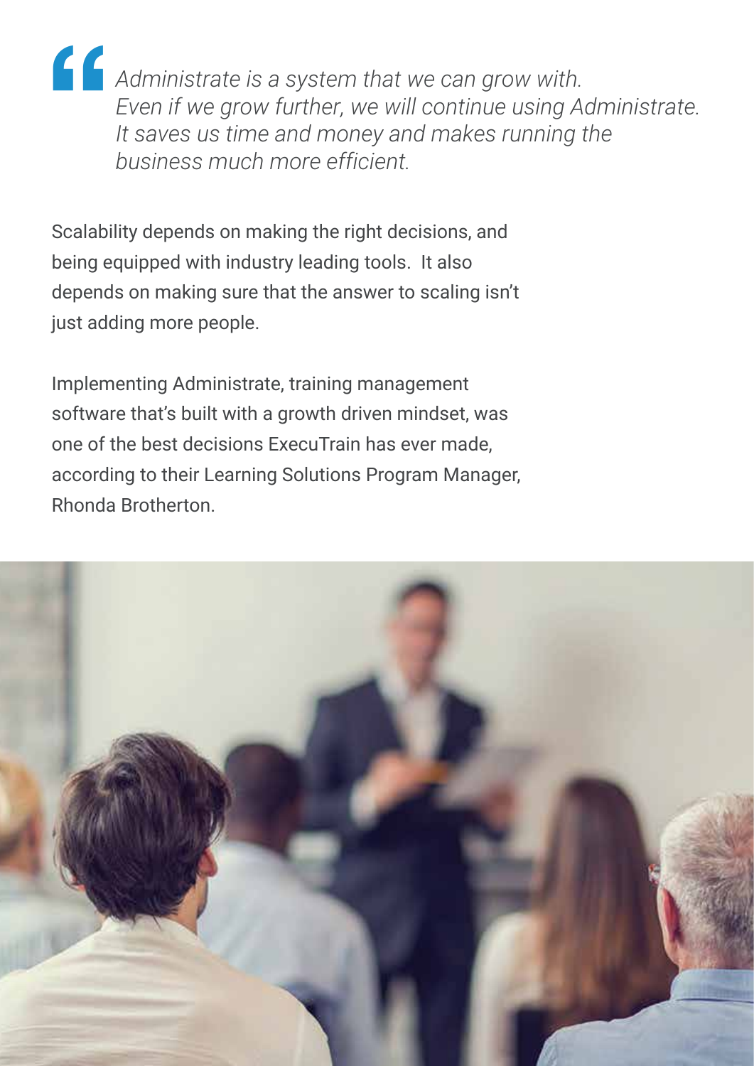> *Administrate is a system that we can grow with. Even if we grow further, we will continue using Administrate. It saves us time and money and makes running the business much more efficient.*

Scalability depends on making the right decisions, and being equipped with industry leading tools. It also depends on making sure that the answer to scaling isn't just adding more people.

Implementing Administrate, training management software that's built with a growth driven mindset, was one of the best decisions ExecuTrain has ever made, according to their Learning Solutions Program Manager, Rhonda Brotherton.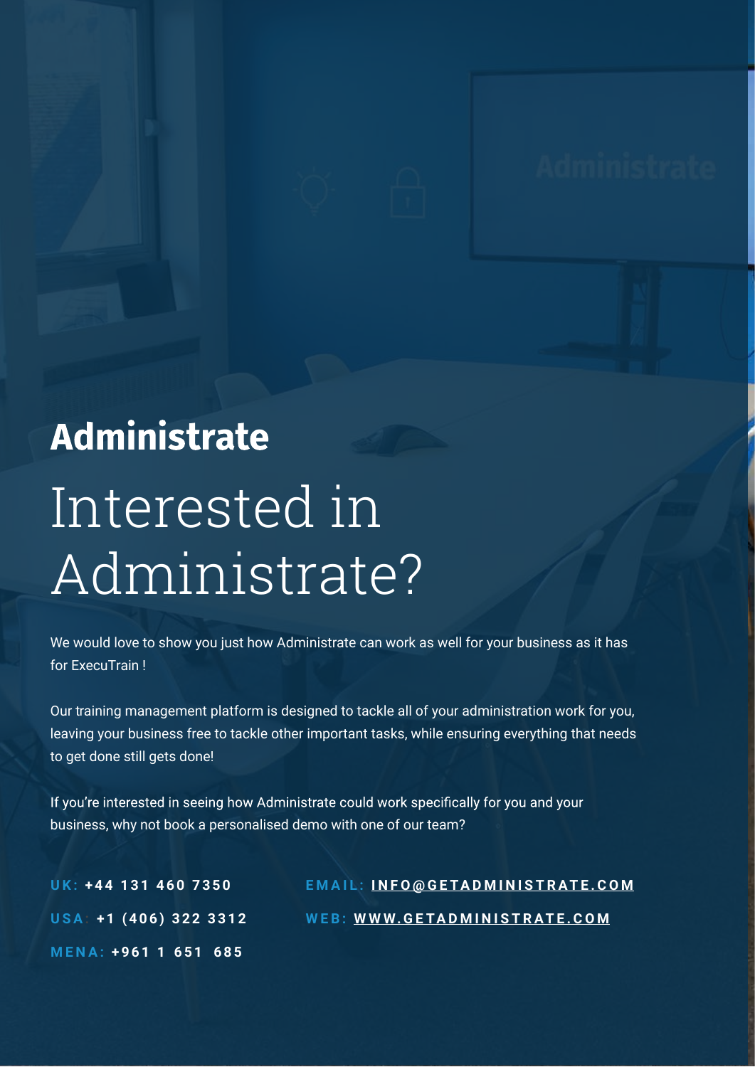**Administrate**

# Interested in Administrate?

We would love to show you just how Administrate can work as well for your business as it has for ExecuTrain !

Our training management platform is designed to tackle all of your administration work for you, leaving your business free to tackle other important tasks, while ensuring everything that needs to get done still gets done!

If you're interested in seeing how Administrate could work specifically for you and your business, why not book a personalised demo with one of our team?

**UK:** +44 131 460 7350

**USA:** +1 (406) 322 3312

**MENA:** +961 1 651 685

**EMAIL:** INFO@GETADMINISTRATE.COM

**WEB:** WWW.GETADMINISTRATE.COM